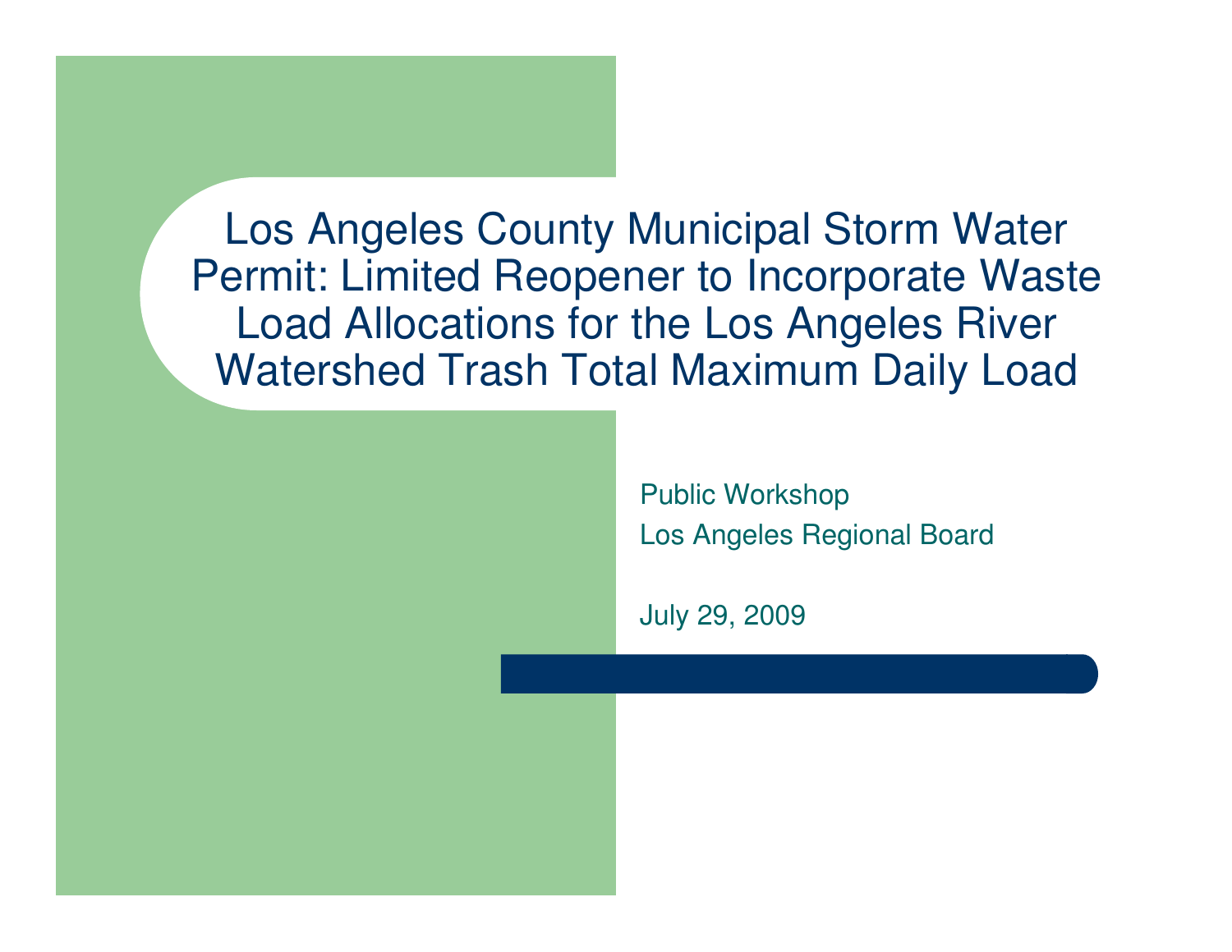# Los Angeles County Municipal Storm Water Permit: Limited Reopener to Incorporate Waste Load Allocations for the Los Angeles River Watershed Trash Total Maximum Daily Load

Public Workshop

Los Angeles Regional Board

July 29, 2009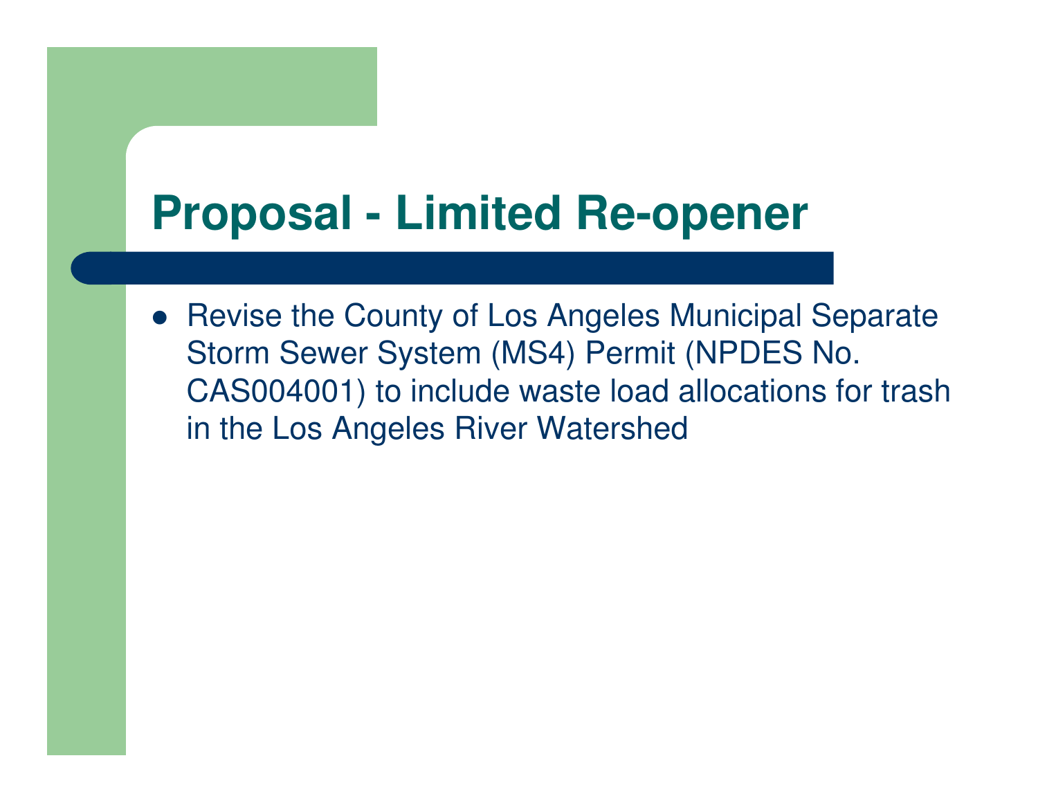# Proposal - Limited Re-opener

- Revise the County of Los Angeles Municipal Separate Storm Sewer System (MS4) Permit (NPDES No. CAS004001) to include waste load allocations for trash in the Los Angeles River Watershed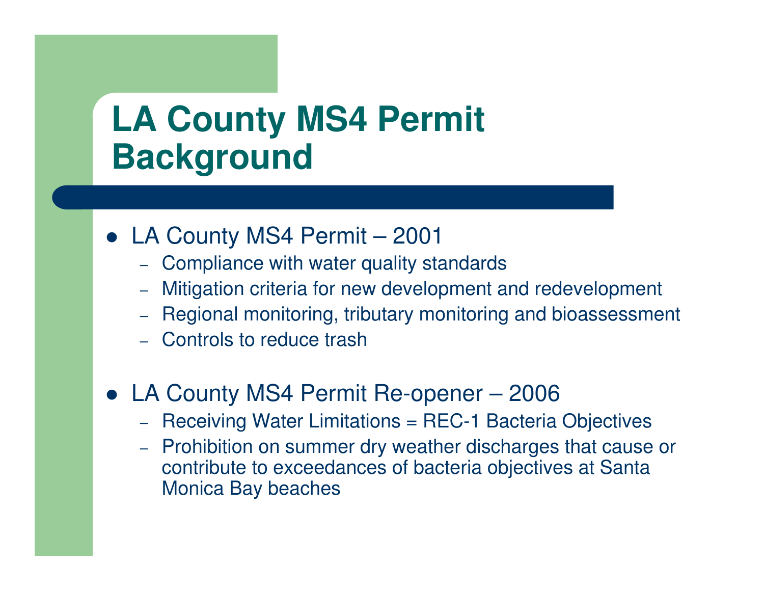# LA County MS4 Permit Background

- LA County MS4 Permit – 2001
  - Compliance with water quality standards
  - Mitigation criteria for new development and redevelopment
  - Regional monitoring, tributary monitoring and bioassessment
  - Controls to reduce trash

- LA County MS4 Permit Re-opener – 2006
  - Receiving Water Limitations = REC-1 Bacteria Objectives
  - Prohibition on summer dry weather discharges that cause or contribute to exceedances of bacteria objectives at Santa Monica Bay beaches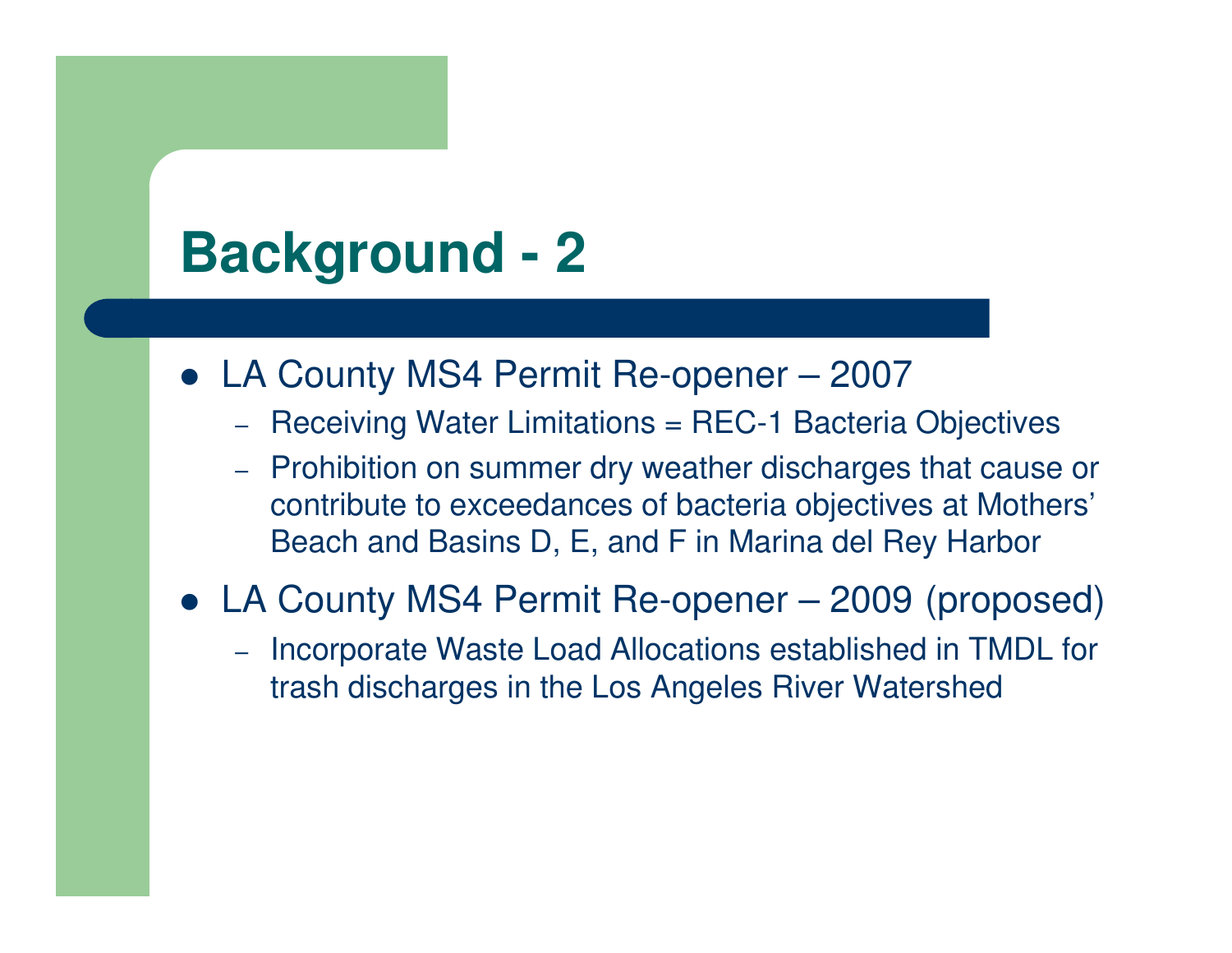# Background - 2

- LA County MS4 Permit Re-opener – 2007
  - Receiving Water Limitations = REC-1 Bacteria Objectives
  - Prohibition on summer dry weather discharges that cause or contribute to exceedances of bacteria objectives at Mothers' Beach and Basins D, E, and F in Marina del Rey Harbor
- LA County MS4 Permit Re-opener – 2009 (proposed)
  - Incorporate Waste Load Allocations established in TMDL for trash discharges in the Los Angeles River Watershed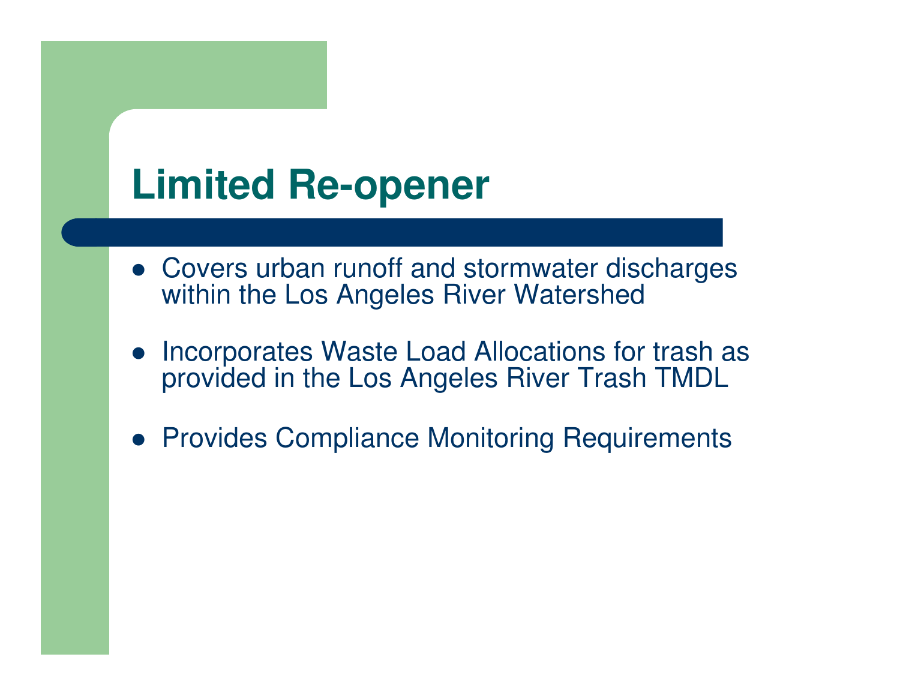# Limited Re-opener

- Covers urban runoff and stormwater discharges within the Los Angeles River Watershed
- Incorporates Waste Load Allocations for trash as provided in the Los Angeles River Trash TMDL
- Provides Compliance Monitoring Requirements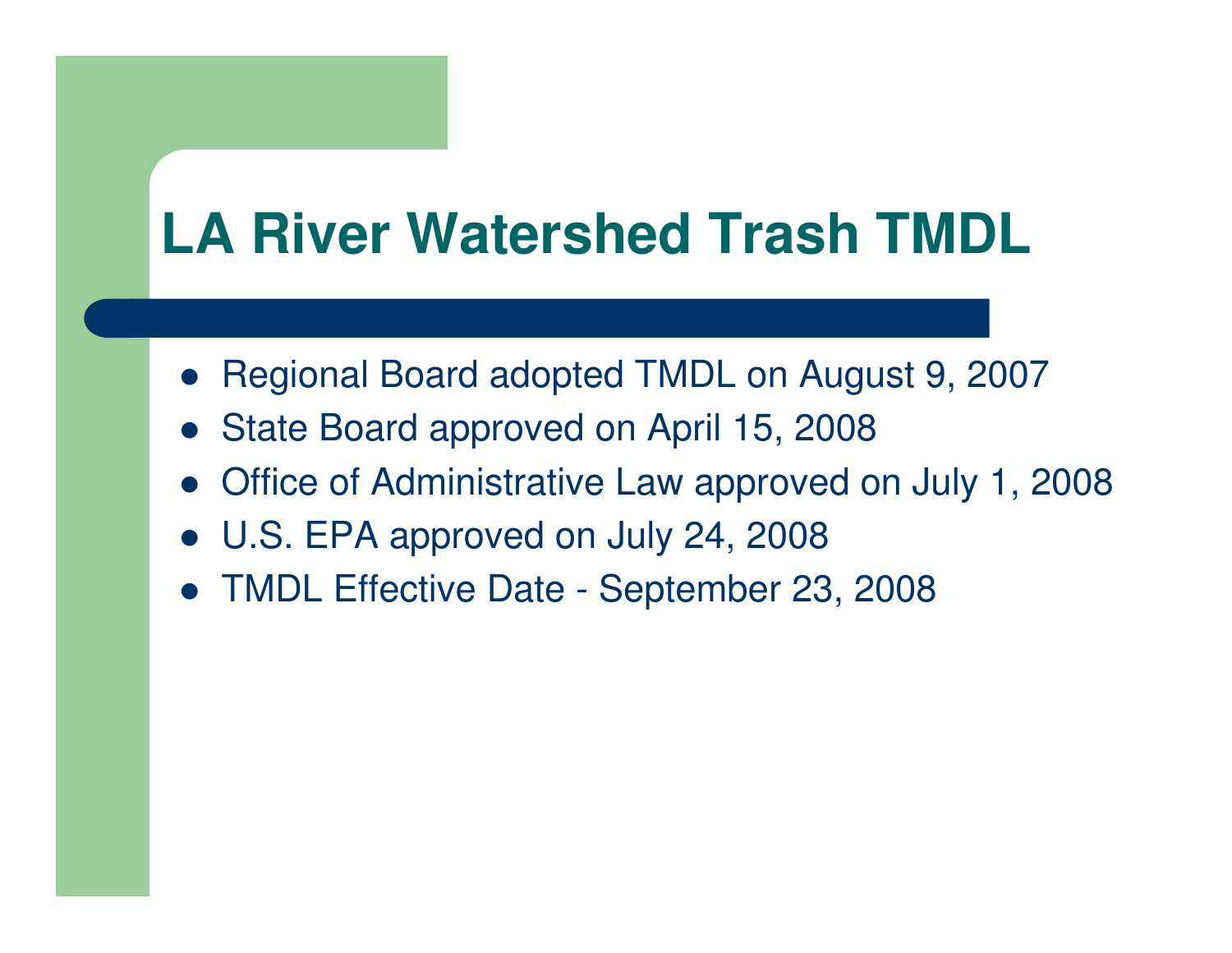# LA River Watershed Trash TMDL

- Regional Board adopted TMDL on August 9, 2007
- State Board approved on April 15, 2008
- Office of Administrative Law approved on July 1, 2008
- U.S. EPA approved on July 24, 2008
- TMDL Effective Date - September 23, 2008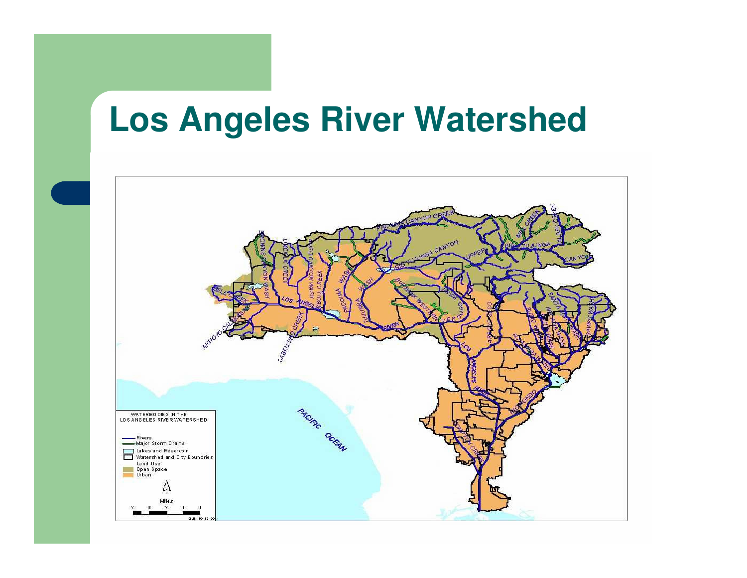# Los Angeles River Watershed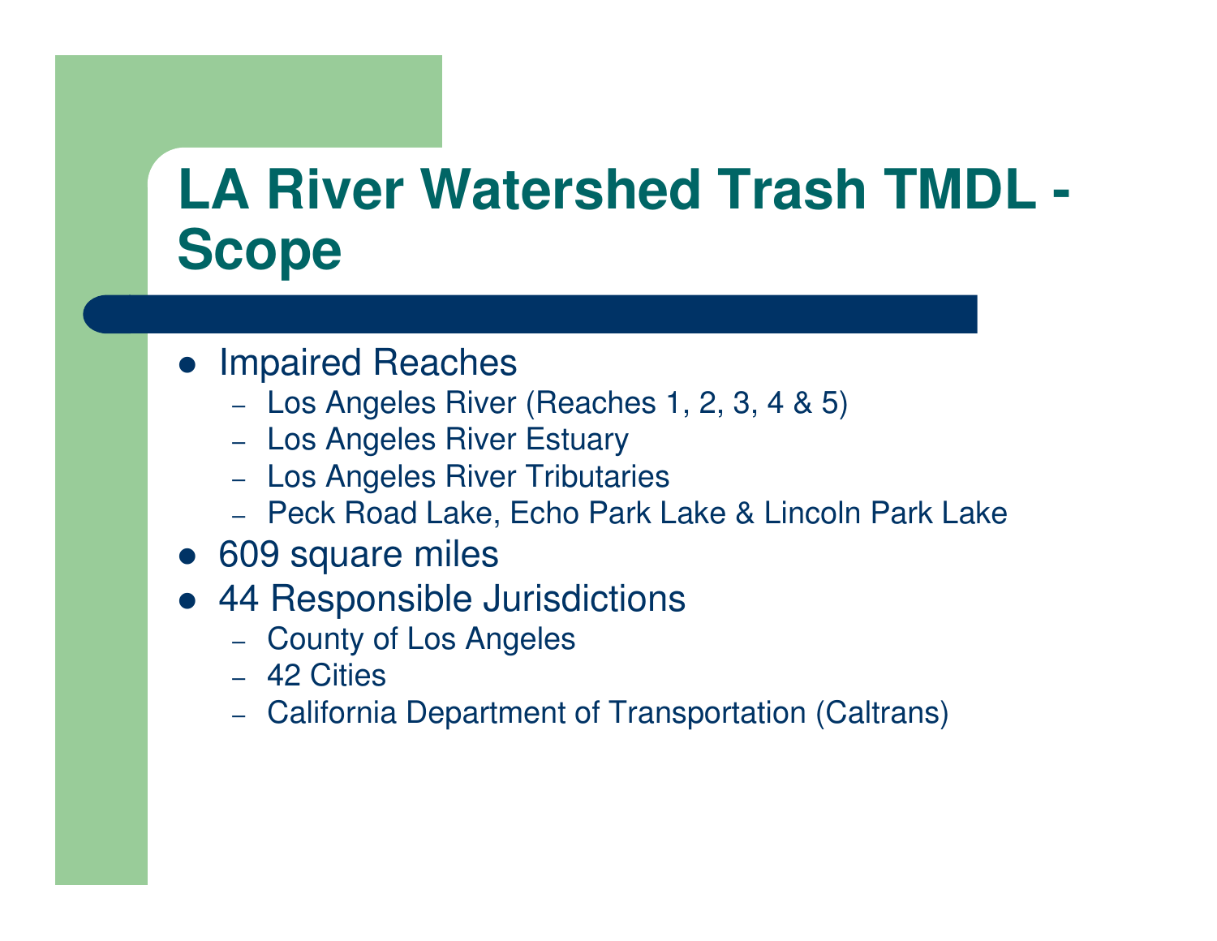# LA River Watershed Trash TMDL - Scope

- Impaired Reaches
  - Los Angeles River (Reaches 1, 2, 3, 4 & 5)
  - Los Angeles River Estuary
  - Los Angeles River Tributaries
  - Peck Road Lake, Echo Park Lake & Lincoln Park Lake
- 609 square miles
- 44 Responsible Jurisdictions
  - County of Los Angeles
  - 42 Cities
  - California Department of Transportation (Caltrans)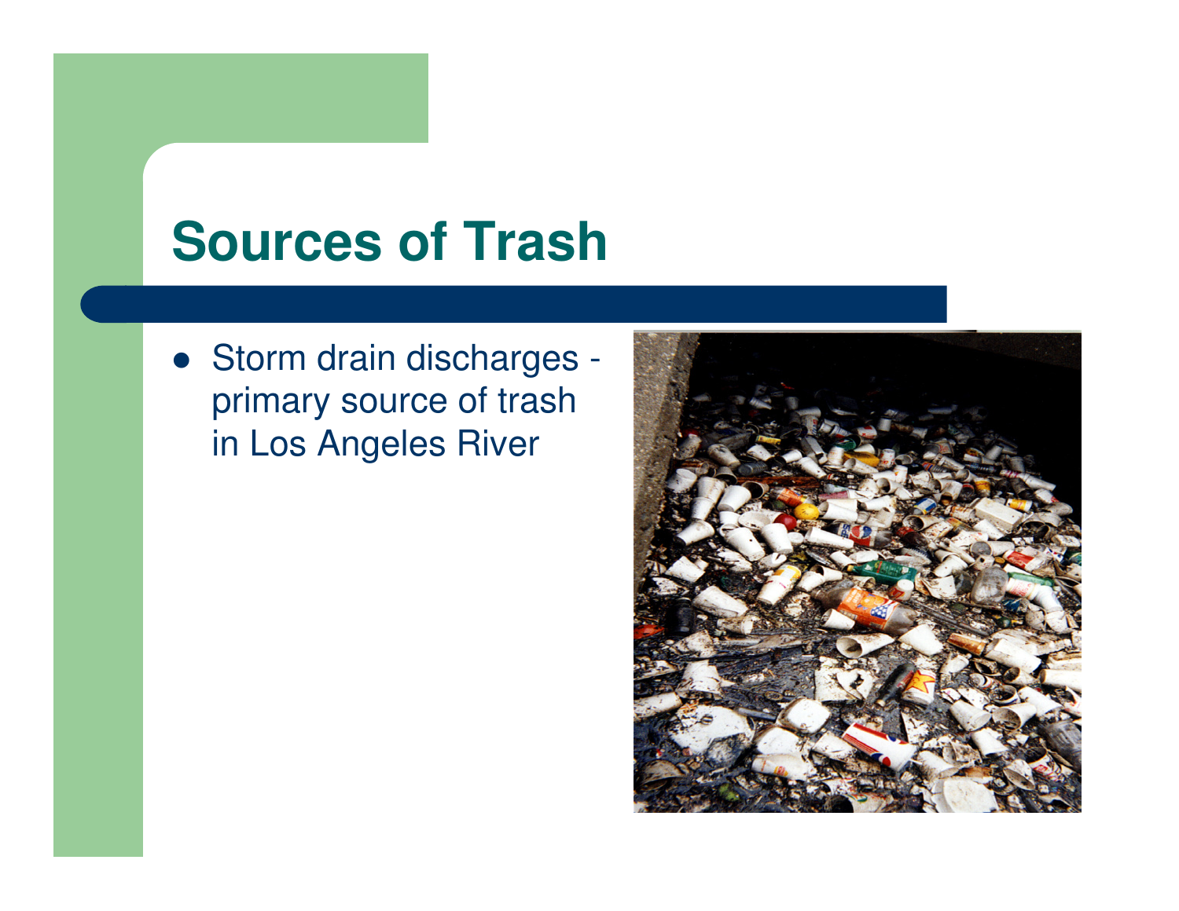# Sources of Trash

- Storm drain discharges - primary source of trash in Los Angeles River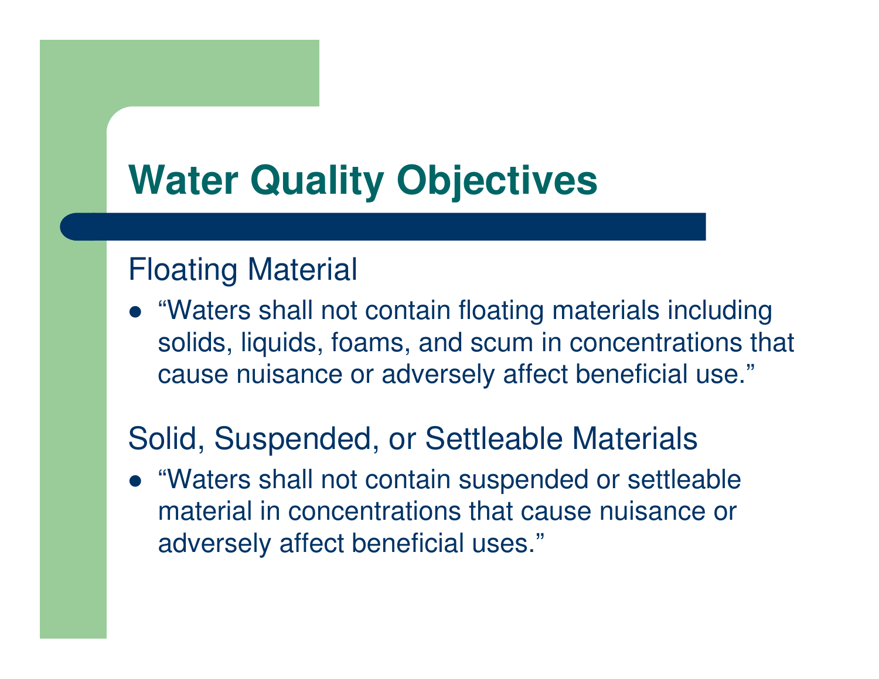# Water Quality Objectives

## Floating Material

- “Waters shall not contain floating materials including solids, liquids, foams, and scum in concentrations that cause nuisance or adversely affect beneficial use.”

## Solid, Suspended, or Settleable Materials

- “Waters shall not contain suspended or settleable material in concentrations that cause nuisance or adversely affect beneficial uses.”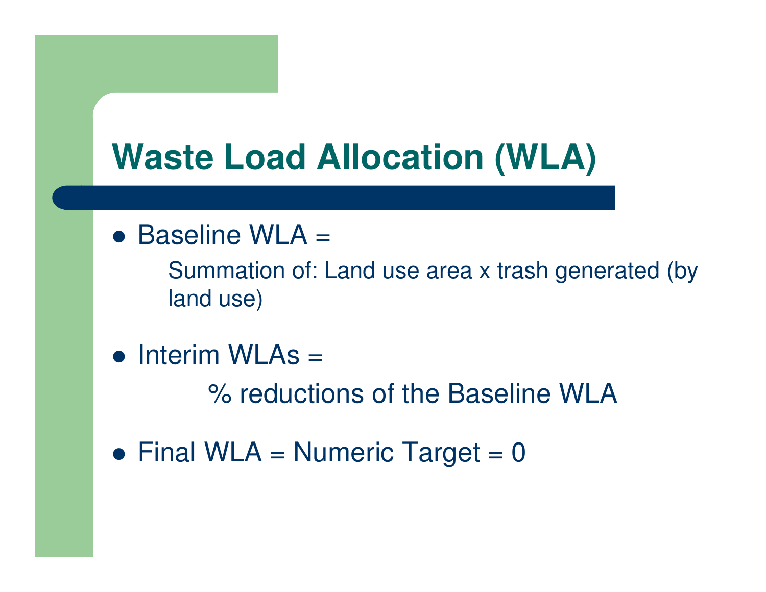# Waste Load Allocation (WLA)

- Baseline WLA =

  Summation of: Land use area x trash generated (by land use)

- Interim WLAs =

  % reductions of the Baseline WLA

- Final WLA = Numeric Target = 0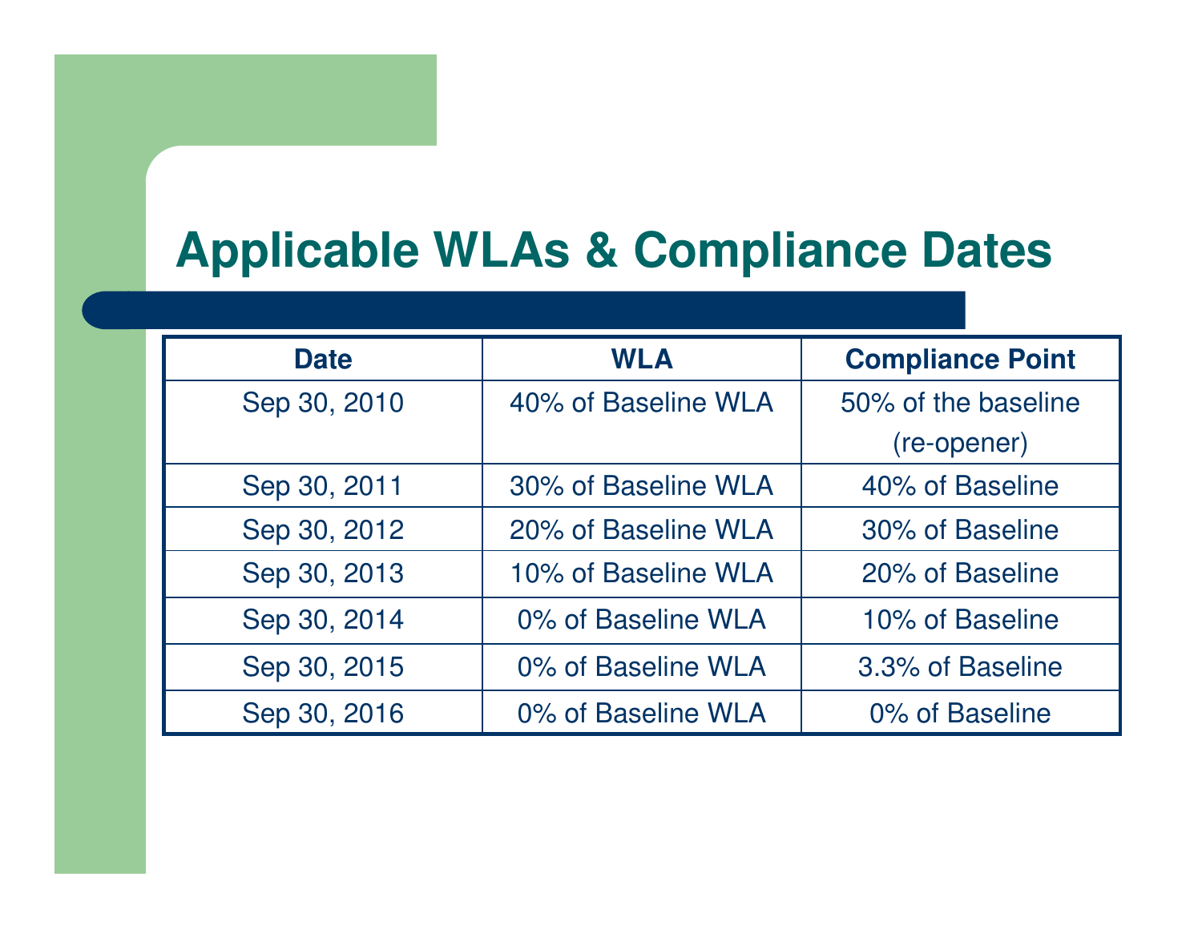# Applicable WLAs & Compliance Dates

| Date | WLA | Compliance Point |
|---|---|---|
| Sep 30, 2010 | 40% of Baseline WLA | 50% of the baseline (re-opener) |
| Sep 30, 2011 | 30% of Baseline WLA | 40% of Baseline |
| Sep 30, 2012 | 20% of Baseline WLA | 30% of Baseline |
| Sep 30, 2013 | 10% of Baseline WLA | 20% of Baseline |
| Sep 30, 2014 | 0% of Baseline WLA | 10% of Baseline |
| Sep 30, 2015 | 0% of Baseline WLA | 3.3% of Baseline |
| Sep 30, 2016 | 0% of Baseline WLA | 0% of Baseline |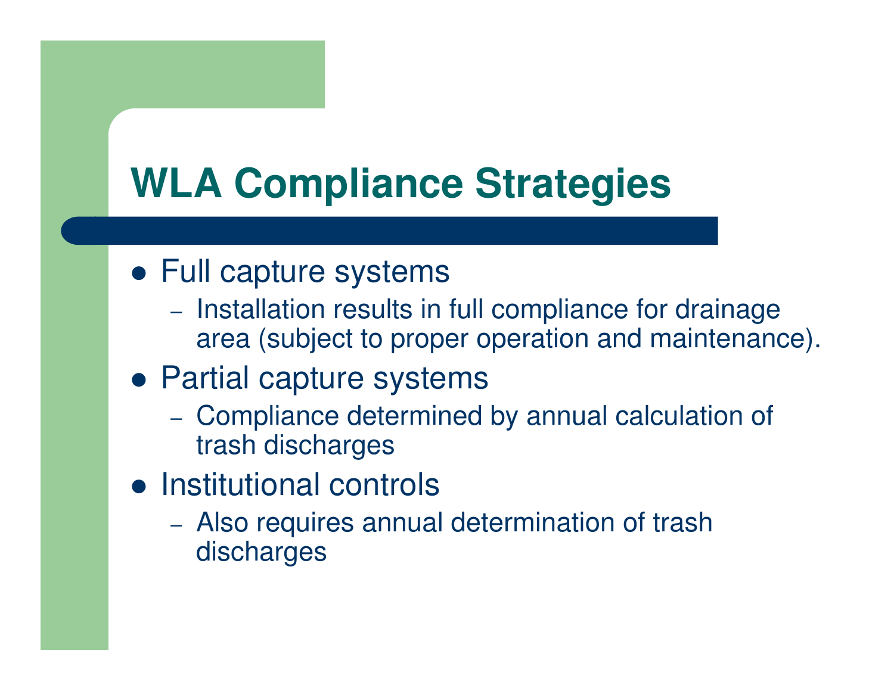# WLA Compliance Strategies

- Full capture systems
  - Installation results in full compliance for drainage area (subject to proper operation and maintenance).
- Partial capture systems
  - Compliance determined by annual calculation of trash discharges
- Institutional controls
  - Also requires annual determination of trash discharges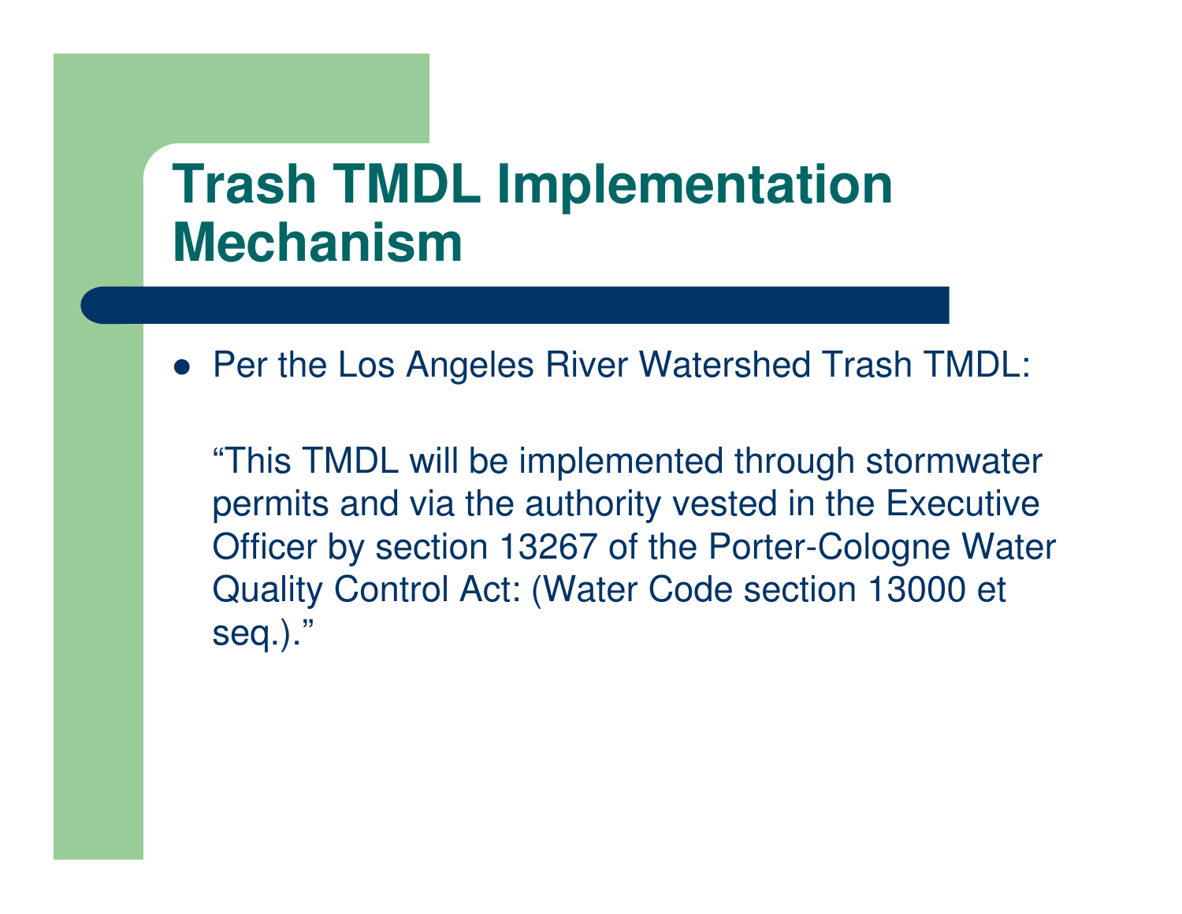# Trash TMDL Implementation Mechanism

- Per the Los Angeles River Watershed Trash TMDL:

  "This TMDL will be implemented through stormwater permits and via the authority vested in the Executive Officer by section 13267 of the Porter-Cologne Water Quality Control Act: (Water Code section 13000 et seq.)."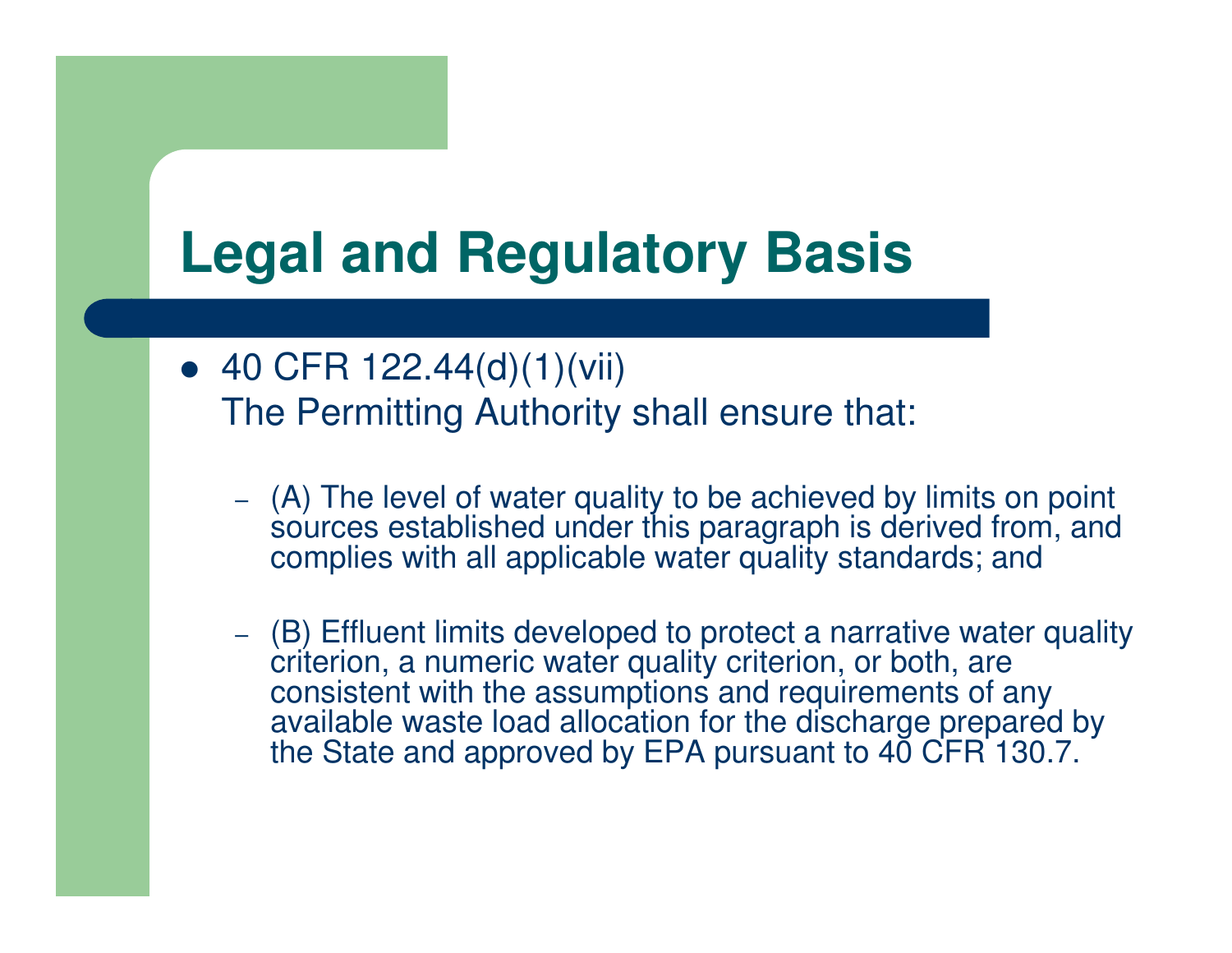# Legal and Regulatory Basis

- 40 CFR 122.44(d)(1)(vii)
  The Permitting Authority shall ensure that:
  - (A) The level of water quality to be achieved by limits on point sources established under this paragraph is derived from, and complies with all applicable water quality standards; and
  - (B) Effluent limits developed to protect a narrative water quality criterion, a numeric water quality criterion, or both, are consistent with the assumptions and requirements of any available waste load allocation for the discharge prepared by the State and approved by EPA pursuant to 40 CFR 130.7.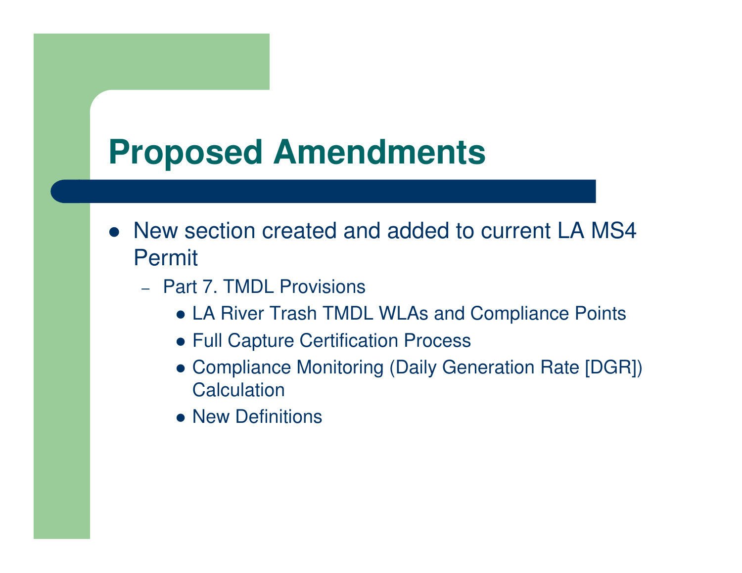# Proposed Amendments

- New section created and added to current LA MS4 Permit
  - Part 7. TMDL Provisions
    - LA River Trash TMDL WLAs and Compliance Points
    - Full Capture Certification Process
    - Compliance Monitoring (Daily Generation Rate [DGR]) Calculation
    - New Definitions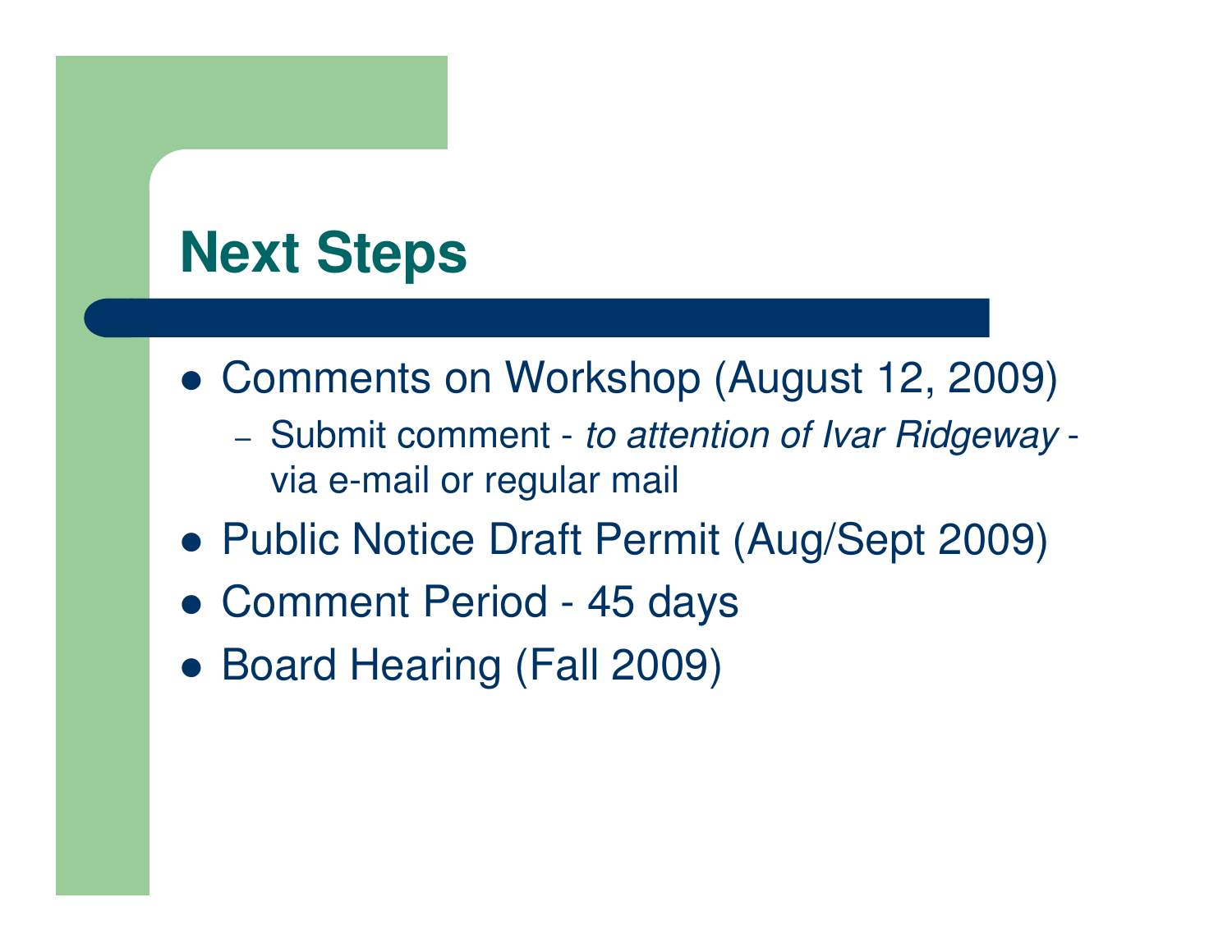# Next Steps

- Comments on Workshop (August 12, 2009)
  - Submit comment - *to attention of Ivar Ridgeway* - via e-mail or regular mail
- Public Notice Draft Permit (Aug/Sept 2009)
- Comment Period - 45 days
- Board Hearing (Fall 2009)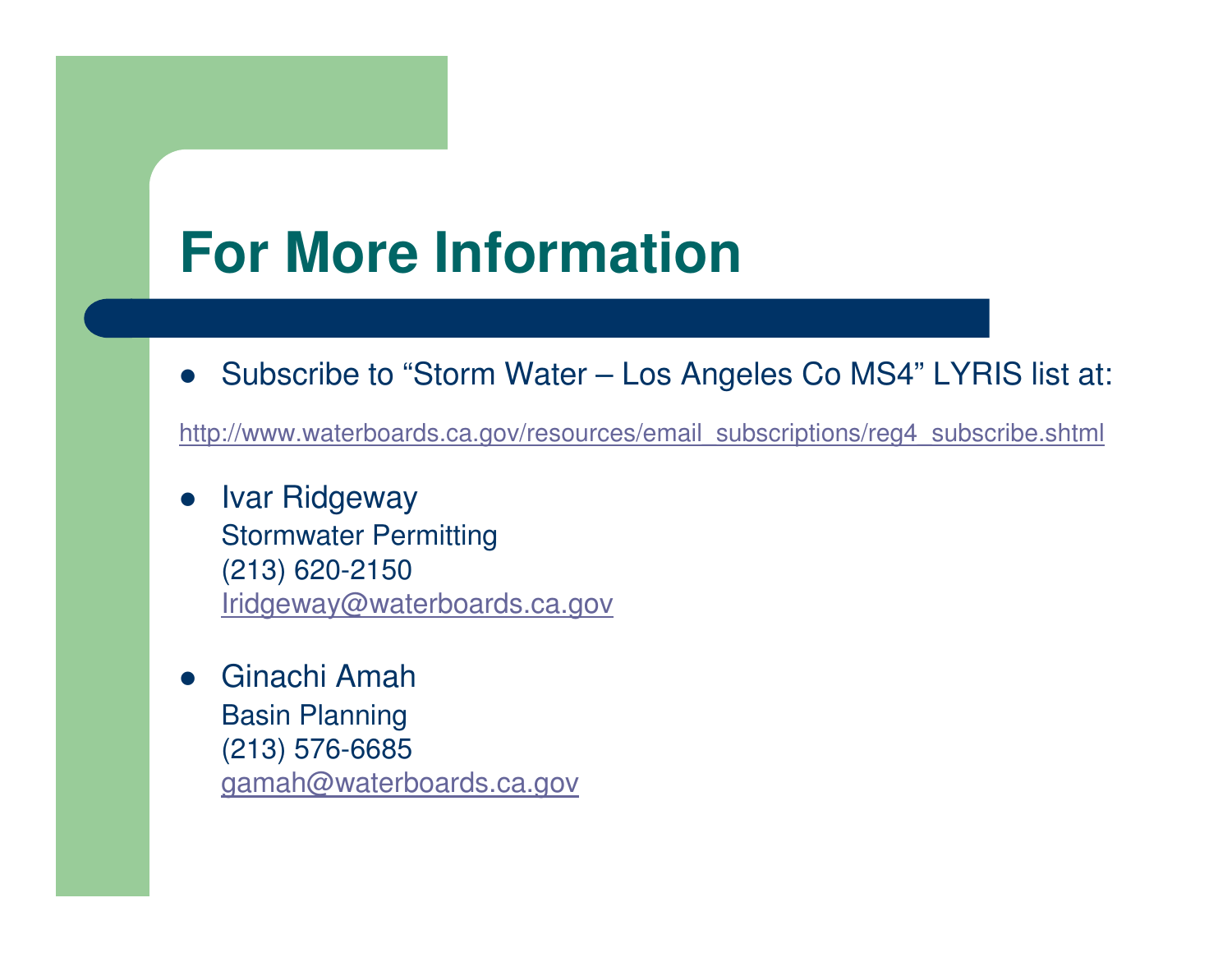# For More Information

- Subscribe to “Storm Water – Los Angeles Co MS4” LYRIS list at:

http://www.waterboards.ca.gov/resources/email_subscriptions/reg4_subscribe.shtml

- Ivar Ridgeway
  Stormwater Permitting
  (213) 620-2150
  Iridgeway@waterboards.ca.gov

- Ginachi Amah
  Basin Planning
  (213) 576-6685
  gamah@waterboards.ca.gov